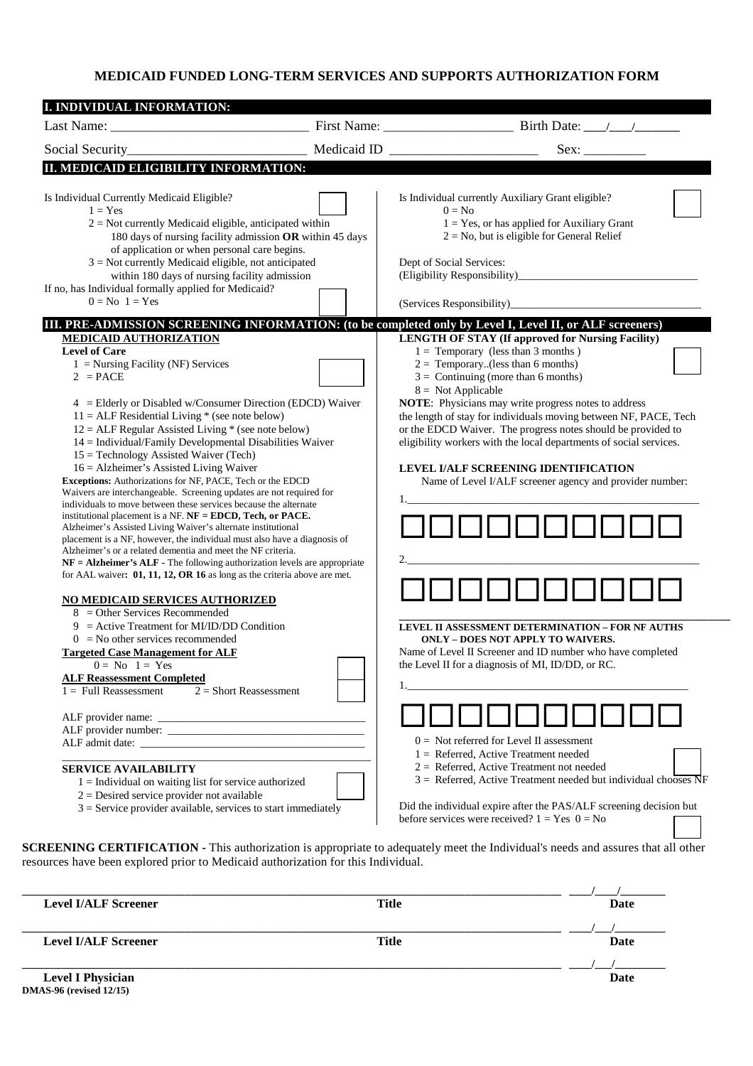# MEDICAID FUNDED LONG-TERM SERVICES AND SUPPORTS AUTHORIZATION FORM

## I. INDIVIDUAL INFORMATION:

Last Name: ______________________________ First Name: ___________________ Birth Date: ___/___/_______

Social Security___________________________ Medicaid ID ______________________ Sex: _________

## II. MEDICAID ELIGIBILITY INFORMATION:

Is Individual Currently Medicaid Eligible? [ ]
- 1 = Yes
- 2 = Not currently Medicaid eligible, anticipated within 180 days of nursing facility admission **OR** within 45 days of application or when personal care begins.
- 3 = Not currently Medicaid eligible, not anticipated within 180 days of nursing facility admission

If no, has Individual formally applied for Medicaid? [ ]
0 = No 1 = Yes

Is Individual currently Auxiliary Grant eligible? [ ]
- 0 = No
- 1 = Yes, or has applied for Auxiliary Grant
- 2 = No, but is eligible for General Relief

Dept of Social Services:
(Eligibility Responsibility)_________________________________

(Services Responsibility)__________________________________

## III. PRE-ADMISSION SCREENING INFORMATION: (to be completed only by Level I, Level II, or ALF screeners)

**MEDICAID AUTHORIZATION**

**Level of Care** [ ]
- 1 = Nursing Facility (NF) Services
- 2 = PACE
- 4 = Elderly or Disabled w/Consumer Direction (EDCD) Waiver
- 11 = ALF Residential Living * (see note below)
- 12 = ALF Regular Assisted Living * (see note below)
- 14 = Individual/Family Developmental Disabilities Waiver
- 15 = Technology Assisted Waiver (Tech)
- 16 = Alzheimer's Assisted Living Waiver

**Exceptions:** Authorizations for NF, PACE, Tech or the EDCD Waivers are interchangeable. Screening updates are not required for individuals to move between these services because the alternate institutional placement is a NF. **NF = EDCD, Tech, or PACE.** Alzheimer's Assisted Living Waiver's alternate institutional placement is a NF, however, the individual must also have a diagnosis of Alzheimer's or a related dementia and meet the NF criteria. **NF = Alzheimer's ALF -** The following authorization levels are appropriate for AAL waiver**: 01, 11, 12, OR 16** as long as the criteria above are met.

**NO MEDICAID SERVICES AUTHORIZED**
- 8 = Other Services Recommended
- 9 = Active Treatment for MI/ID/DD Condition
- 0 = No other services recommended

**Targeted Case Management for ALF** [ ]
0 = No 1 = Yes

**ALF Reassessment Completed** [ ]
1 = Full Reassessment 2 = Short Reassessment

ALF provider name: ____________________________________
ALF provider number: __________________________________
ALF admit date: _______________________________________

**SERVICE AVAILABILITY** [ ]
- 1 = Individual on waiting list for service authorized
- 2 = Desired service provider not available
- 3 = Service provider available, services to start immediately

**LENGTH OF STAY (If approved for Nursing Facility)** [ ]
- 1 = Temporary (less than 3 months )
- 2 = Temporary..(less than 6 months)
- 3 = Continuing (more than 6 months)
- 8 = Not Applicable

**NOTE**: Physicians may write progress notes to address the length of stay for individuals moving between NF, PACE, Tech or the EDCD Waiver. The progress notes should be provided to eligibility workers with the local departments of social services.

**LEVEL I/ALF SCREENING IDENTIFICATION**

Name of Level I/ALF screener agency and provider number:

1.______________________________________________________

[ ][ ][ ][ ][ ][ ][ ][ ][ ][ ]

2.______________________________________________________

[ ][ ][ ][ ][ ][ ][ ][ ][ ][ ]

**LEVEL II ASSESSMENT DETERMINATION – FOR NF AUTHS ONLY – DOES NOT APPLY TO WAIVERS.**

Name of Level II Screener and ID number who have completed the Level II for a diagnosis of MI, ID/DD, or RC.

1.______________________________________________________

[ ][ ][ ][ ][ ][ ][ ][ ][ ][ ]

[ ]
- 0 = Not referred for Level II assessment
- 1 = Referred, Active Treatment needed
- 2 = Referred, Active Treatment not needed
- 3 = Referred, Active Treatment needed but individual chooses NF

Did the individual expire after the PAS/ALF screening decision but before services were received? 1 = Yes 0 = No [ ]

**SCREENING CERTIFICATION -** This authorization is appropriate to adequately meet the Individual's needs and assures that all other resources have been explored prior to Medicaid authorization for this Individual.

| | | |
|---|---|---|
| **Level I/ALF Screener** | **Title** | **Date** ___/___/_______ |
| **Level I/ALF Screener** | **Title** | **Date** ___/___/_______ |
| **Level I Physician** | | **Date** ___/___/_______ |

**DMAS-96 (revised 12/15)**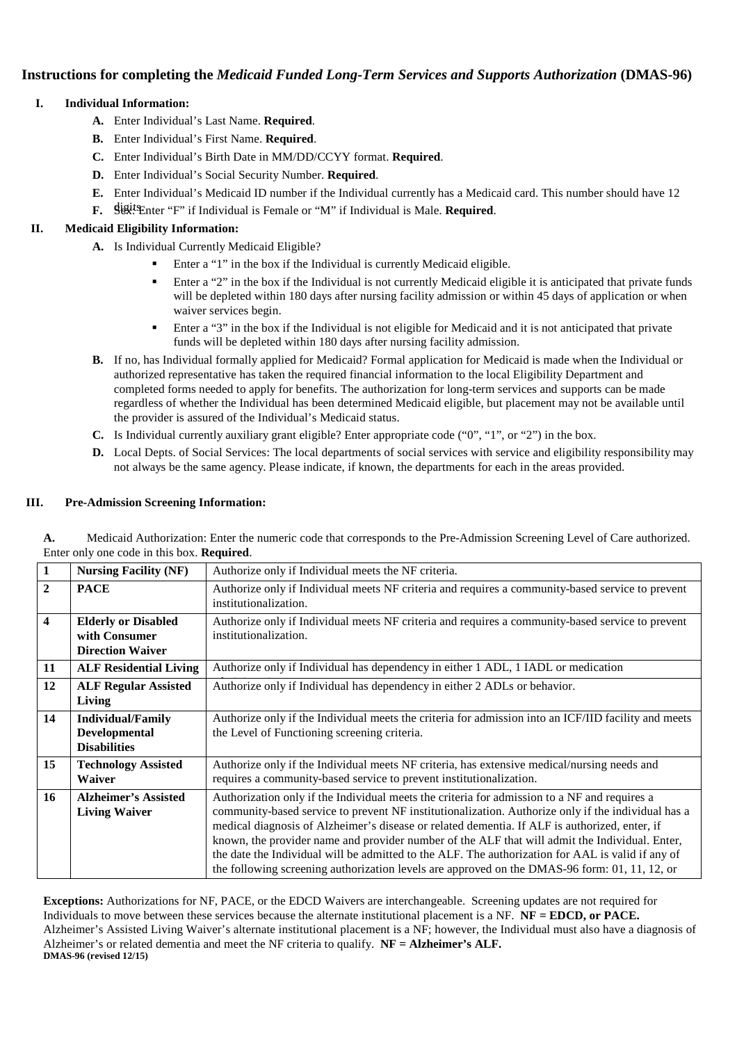## Instructions for completing the *Medicaid Funded Long-Term Services and Supports Authorization* (DMAS-96)

**I. Individual Information:**

- **A.** Enter Individual's Last Name. **Required**.
- **B.** Enter Individual's First Name. **Required**.
- **C.** Enter Individual's Birth Date in MM/DD/CCYY format. **Required**.
- **D.** Enter Individual's Social Security Number. **Required**.
- **E.** Enter Individual's Medicaid ID number if the Individual currently has a Medicaid card. This number should have 12 digits.
- **F.** Sex: Enter "F" if Individual is Female or "M" if Individual is Male. **Required**.

**II. Medicaid Eligibility Information:**

- **A.** Is Individual Currently Medicaid Eligible?
  - Enter a "1" in the box if the Individual is currently Medicaid eligible.
  - Enter a "2" in the box if the Individual is not currently Medicaid eligible it is anticipated that private funds will be depleted within 180 days after nursing facility admission or within 45 days of application or when waiver services begin.
  - Enter a "3" in the box if the Individual is not eligible for Medicaid and it is not anticipated that private funds will be depleted within 180 days after nursing facility admission.
- **B.** If no, has Individual formally applied for Medicaid? Formal application for Medicaid is made when the Individual or authorized representative has taken the required financial information to the local Eligibility Department and completed forms needed to apply for benefits. The authorization for long-term services and supports can be made regardless of whether the Individual has been determined Medicaid eligible, but placement may not be available until the provider is assured of the Individual's Medicaid status.
- **C.** Is Individual currently auxiliary grant eligible? Enter appropriate code ("0", "1", or "2") in the box.
- **D.** Local Depts. of Social Services: The local departments of social services with service and eligibility responsibility may not always be the same agency. Please indicate, if known, the departments for each in the areas provided.

**III. Pre-Admission Screening Information:**

**A.** Medicaid Authorization: Enter the numeric code that corresponds to the Pre-Admission Screening Level of Care authorized. Enter only one code in this box. **Required**.

| | | |
|---|---|---|
| **1** | **Nursing Facility (NF)** | Authorize only if Individual meets the NF criteria. |
| **2** | **PACE** | Authorize only if Individual meets NF criteria and requires a community-based service to prevent institutionalization. |
| **4** | **Elderly or Disabled with Consumer Direction Waiver** | Authorize only if Individual meets NF criteria and requires a community-based service to prevent institutionalization. |
| **11** | **ALF Residential Living** | Authorize only if Individual has dependency in either 1 ADL, 1 IADL or medication |
| **12** | **ALF Regular Assisted Living** | Authorize only if Individual has dependency in either 2 ADLs or behavior. |
| **14** | **Individual/Family Developmental Disabilities** | Authorize only if the Individual meets the criteria for admission into an ICF/IID facility and meets the Level of Functioning screening criteria. |
| **15** | **Technology Assisted Waiver** | Authorize only if the Individual meets NF criteria, has extensive medical/nursing needs and requires a community-based service to prevent institutionalization. |
| **16** | **Alzheimer's Assisted Living Waiver** | Authorization only if the Individual meets the criteria for admission to a NF and requires a community-based service to prevent NF institutionalization. Authorize only if the individual has a medical diagnosis of Alzheimer's disease or related dementia. If ALF is authorized, enter, if known, the provider name and provider number of the ALF that will admit the Individual. Enter, the date the Individual will be admitted to the ALF. The authorization for AAL is valid if any of the following screening authorization levels are approved on the DMAS-96 form: 01, 11, 12, or |

**Exceptions:** Authorizations for NF, PACE, or the EDCD Waivers are interchangeable. Screening updates are not required for Individuals to move between these services because the alternate institutional placement is a NF. **NF = EDCD, or PACE.** Alzheimer's Assisted Living Waiver's alternate institutional placement is a NF; however, the Individual must also have a diagnosis of Alzheimer's or related dementia and meet the NF criteria to qualify. **NF = Alzheimer's ALF.**

**DMAS-96 (revised 12/15)**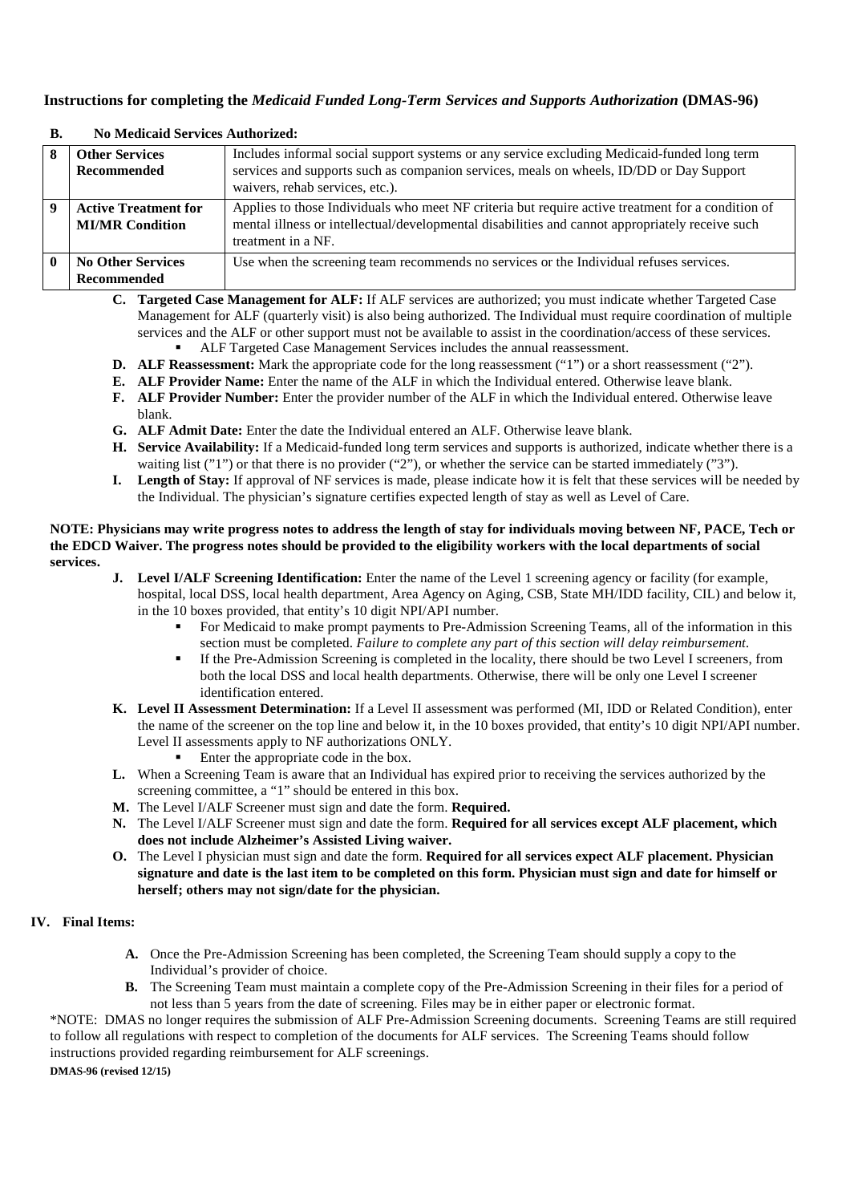**Instructions for completing the *Medicaid Funded Long-Term Services and Supports Authorization* (DMAS-96)**

**B. No Medicaid Services Authorized:**

| | | |
|---|---|---|
| **8** | **Other Services Recommended** | Includes informal social support systems or any service excluding Medicaid-funded long term services and supports such as companion services, meals on wheels, ID/DD or Day Support waivers, rehab services, etc.). |
| **9** | **Active Treatment for MI/MR Condition** | Applies to those Individuals who meet NF criteria but require active treatment for a condition of mental illness or intellectual/developmental disabilities and cannot appropriately receive such treatment in a NF. |
| **0** | **No Other Services Recommended** | Use when the screening team recommends no services or the Individual refuses services. |

**C. Targeted Case Management for ALF:** If ALF services are authorized; you must indicate whether Targeted Case Management for ALF (quarterly visit) is also being authorized. The Individual must require coordination of multiple services and the ALF or other support must not be available to assist in the coordination/access of these services.
- ALF Targeted Case Management Services includes the annual reassessment.

**D. ALF Reassessment:** Mark the appropriate code for the long reassessment ("1") or a short reassessment ("2").

**E. ALF Provider Name:** Enter the name of the ALF in which the Individual entered. Otherwise leave blank.

**F. ALF Provider Number:** Enter the provider number of the ALF in which the Individual entered. Otherwise leave blank.

**G. ALF Admit Date:** Enter the date the Individual entered an ALF. Otherwise leave blank.

**H. Service Availability:** If a Medicaid-funded long term services and supports is authorized, indicate whether there is a waiting list ("1") or that there is no provider ("2"), or whether the service can be started immediately ("3").

**I. Length of Stay:** If approval of NF services is made, please indicate how it is felt that these services will be needed by the Individual. The physician's signature certifies expected length of stay as well as Level of Care.

**NOTE: Physicians may write progress notes to address the length of stay for individuals moving between NF, PACE, Tech or the EDCD Waiver. The progress notes should be provided to the eligibility workers with the local departments of social services.**

**J. Level I/ALF Screening Identification:** Enter the name of the Level 1 screening agency or facility (for example, hospital, local DSS, local health department, Area Agency on Aging, CSB, State MH/IDD facility, CIL) and below it, in the 10 boxes provided, that entity's 10 digit NPI/API number.
- For Medicaid to make prompt payments to Pre-Admission Screening Teams, all of the information in this section must be completed. *Failure to complete any part of this section will delay reimbursement.*
- If the Pre-Admission Screening is completed in the locality, there should be two Level I screeners, from both the local DSS and local health departments. Otherwise, there will be only one Level I screener identification entered.

**K. Level II Assessment Determination:** If a Level II assessment was performed (MI, IDD or Related Condition), enter the name of the screener on the top line and below it, in the 10 boxes provided, that entity's 10 digit NPI/API number. Level II assessments apply to NF authorizations ONLY.
- Enter the appropriate code in the box.

**L.** When a Screening Team is aware that an Individual has expired prior to receiving the services authorized by the screening committee, a "1" should be entered in this box.

**M.** The Level I/ALF Screener must sign and date the form. **Required.**

**N.** The Level I/ALF Screener must sign and date the form. **Required for all services except ALF placement, which does not include Alzheimer's Assisted Living waiver.**

**O.** The Level I physician must sign and date the form. **Required for all services expect ALF placement. Physician signature and date is the last item to be completed on this form. Physician must sign and date for himself or herself; others may not sign/date for the physician.**

## IV. Final Items:

**A.** Once the Pre-Admission Screening has been completed, the Screening Team should supply a copy to the Individual's provider of choice.

**B.** The Screening Team must maintain a complete copy of the Pre-Admission Screening in their files for a period of not less than 5 years from the date of screening. Files may be in either paper or electronic format.

*NOTE: DMAS no longer requires the submission of ALF Pre-Admission Screening documents. Screening Teams are still required to follow all regulations with respect to completion of the documents for ALF services. The Screening Teams should follow instructions provided regarding reimbursement for ALF screenings.

**DMAS-96 (revised 12/15)**